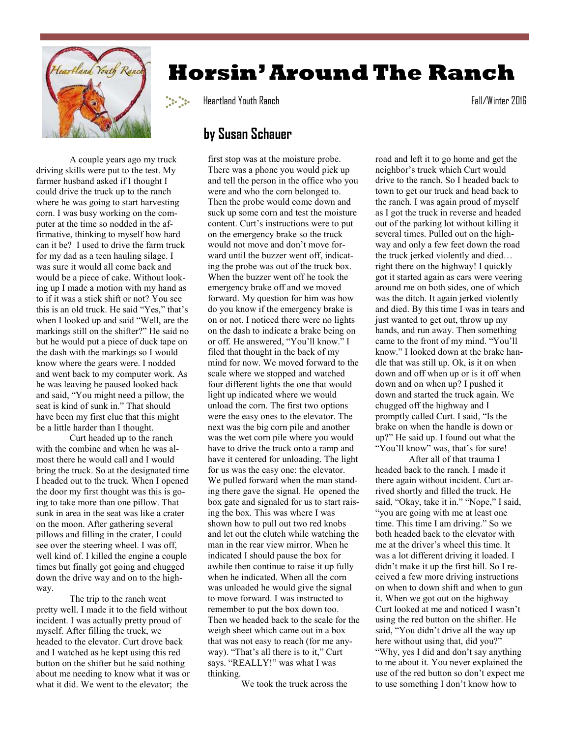# Horsin' Around The Ranch

Heartland Youth Ranch — Fall/Winter 2016

## by Susan Schauer

A couple years ago my truck driving skills were put to the test. My farmer husband asked if I thought I could drive the truck up to the ranch where he was going to start harvesting corn. I was busy working on the computer at the time so nodded in the affirmative, thinking to myself how hard can it be? I used to drive the farm truck for my dad as a teen hauling silage. I was sure it would all come back and would be a piece of cake. Without looking up I made a motion with my hand as to if it was a stick shift or not? You see this is an old truck. He said "Yes," that's when I looked up and said "Well, are the markings still on the shifter?" He said no but he would put a piece of duck tape on the dash with the markings so I would know where the gears were. I nodded and went back to my computer work. As he was leaving he paused looked back and said, "You might need a pillow, the seat is kind of sunk in." That should have been my first clue that this might be a little harder than I thought.

Curt headed up to the ranch with the combine and when he was almost there he would call and I would bring the truck. So at the designated time I headed out to the truck. When I opened the door my first thought was this is going to take more than one pillow. That sunk in area in the seat was like a crater on the moon. After gathering several pillows and filling in the crater, I could see over the steering wheel. I was off, well kind of. I killed the engine a couple times but finally got going and chugged down the drive way and on to the highway.

The trip to the ranch went pretty well. I made it to the field without incident. I was actually pretty proud of myself. After filling the truck, we headed to the elevator. Curt drove back and I watched as he kept using this red button on the shifter but he said nothing about me needing to know what it was or what it did. We went to the elevator; the first stop was at the moisture probe. There was a phone you would pick up and tell the person in the office who you were and who the corn belonged to. Then the probe would come down and suck up some corn and test the moisture content. Curt's instructions were to put on the emergency brake so the truck would not move and don't move forward until the buzzer went off, indicating the probe was out of the truck box. When the buzzer went off he took the emergency brake off and we moved forward. My question for him was how do you know if the emergency brake is on or not. I noticed there were no lights on the dash to indicate a brake being on or off. He answered, "You'll know." I filed that thought in the back of my mind for now. We moved forward to the scale where we stopped and watched four different lights the one that would light up indicated where we would unload the corn. The first two options were the easy ones to the elevator. The next was the big corn pile and another was the wet corn pile where you would have to drive the truck onto a ramp and have it centered for unloading. The light for us was the easy one: the elevator. We pulled forward when the man standing there gave the signal. He opened the box gate and signaled for us to start raising the box. This was where I was shown how to pull out two red knobs and let out the clutch while watching the man in the rear view mirror. When he indicated I should pause the box for awhile then continue to raise it up fully when he indicated. When all the corn was unloaded he would give the signal to move forward. I was instructed to remember to put the box down too. Then we headed back to the scale for the weigh sheet which came out in a box that was not easy to reach (for me anyway). "That's all there is to it," Curt says. "REALLY!" was what I was thinking.

We took the truck across the road and left it to go home and get the neighbor's truck which Curt would drive to the ranch. So I headed back to town to get our truck and head back to the ranch. I was again proud of myself as I got the truck in reverse and headed out of the parking lot without killing it several times. Pulled out on the highway and only a few feet down the road the truck jerked violently and died… right there on the highway! I quickly got it started again as cars were veering around me on both sides, one of which was the ditch. It again jerked violently and died. By this time I was in tears and just wanted to get out, throw up my hands, and run away. Then something came to the front of my mind. "You'll know." I looked down at the brake handle that was still up. Ok, is it on when down and off when up or is it off when down and on when up? I pushed it down and started the truck again. We chugged off the highway and I promptly called Curt. I said, "Is the brake on when the handle is down or up?" He said up. I found out what the "You'll know" was, that's for sure!

After all of that trauma I headed back to the ranch. I made it there again without incident. Curt arrived shortly and filled the truck. He said, "Okay, take it in." "Nope," I said, "you are going with me at least one time. This time I am driving." So we both headed back to the elevator with me at the driver's wheel this time. It was a lot different driving it loaded. I didn't make it up the first hill. So I received a few more driving instructions on when to down shift and when to gun it. When we got out on the highway Curt looked at me and noticed I wasn't using the red button on the shifter. He said, "You didn't drive all the way up here without using that, did you?" "Why, yes I did and don't say anything to me about it. You never explained the use of the red button so don't expect me to use something I don't know how to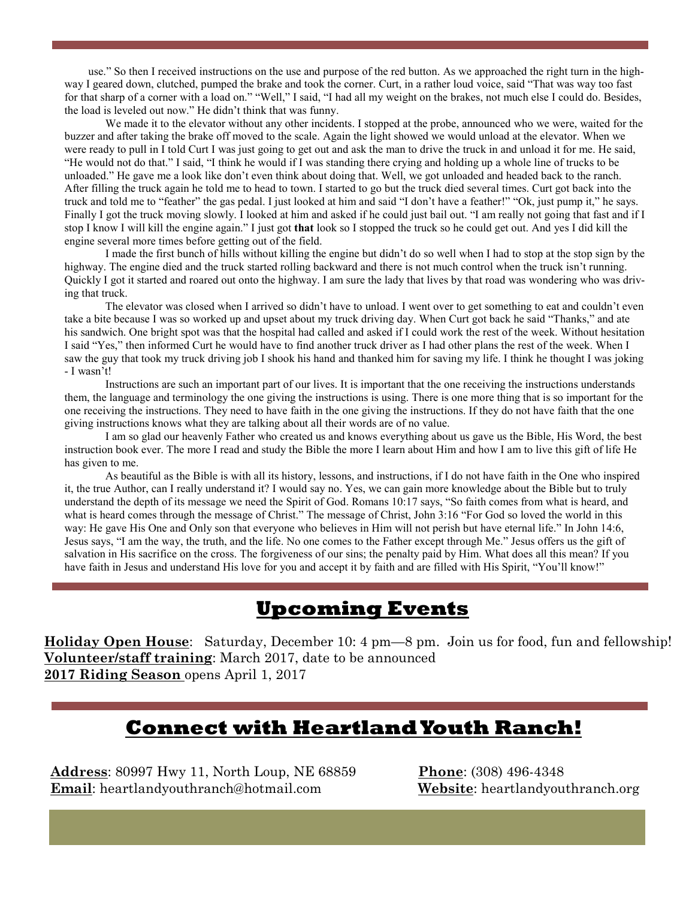use." So then I received instructions on the use and purpose of the red button. As we approached the right turn in the highway I geared down, clutched, pumped the brake and took the corner. Curt, in a rather loud voice, said "That was way too fast for that sharp of a corner with a load on." "Well," I said, "I had all my weight on the brakes, not much else I could do. Besides, the load is leveled out now." He didn't think that was funny.

We made it to the elevator without any other incidents. I stopped at the probe, announced who we were, waited for the buzzer and after taking the brake off moved to the scale. Again the light showed we would unload at the elevator. When we were ready to pull in I told Curt I was just going to get out and ask the man to drive the truck in and unload it for me. He said, "He would not do that." I said, "I think he would if I was standing there crying and holding up a whole line of trucks to be unloaded." He gave me a look like don't even think about doing that. Well, we got unloaded and headed back to the ranch. After filling the truck again he told me to head to town. I started to go but the truck died several times. Curt got back into the truck and told me to "feather" the gas pedal. I just looked at him and said "I don't have a feather!" "Ok, just pump it," he says. Finally I got the truck moving slowly. I looked at him and asked if he could just bail out. "I am really not going that fast and if I stop I know I will kill the engine again." I just got **that** look so I stopped the truck so he could get out. And yes I did kill the engine several more times before getting out of the field.

I made the first bunch of hills without killing the engine but didn't do so well when I had to stop at the stop sign by the highway. The engine died and the truck started rolling backward and there is not much control when the truck isn't running. Quickly I got it started and roared out onto the highway. I am sure the lady that lives by that road was wondering who was driving that truck.

The elevator was closed when I arrived so didn't have to unload. I went over to get something to eat and couldn't even take a bite because I was so worked up and upset about my truck driving day. When Curt got back he said "Thanks," and ate his sandwich. One bright spot was that the hospital had called and asked if I could work the rest of the week. Without hesitation I said "Yes," then informed Curt he would have to find another truck driver as I had other plans the rest of the week. When I saw the guy that took my truck driving job I shook his hand and thanked him for saving my life. I think he thought I was joking - I wasn't!

Instructions are such an important part of our lives. It is important that the one receiving the instructions understands them, the language and terminology the one giving the instructions is using. There is one more thing that is so important for the one receiving the instructions. They need to have faith in the one giving the instructions. If they do not have faith that the one giving instructions knows what they are talking about all their words are of no value.

I am so glad our heavenly Father who created us and knows everything about us gave us the Bible, His Word, the best instruction book ever. The more I read and study the Bible the more I learn about Him and how I am to live this gift of life He has given to me.

As beautiful as the Bible is with all its history, lessons, and instructions, if I do not have faith in the One who inspired it, the true Author, can I really understand it? I would say no. Yes, we can gain more knowledge about the Bible but to truly understand the depth of its message we need the Spirit of God. Romans 10:17 says, "So faith comes from what is heard, and what is heard comes through the message of Christ." The message of Christ, John 3:16 "For God so loved the world in this way: He gave His One and Only son that everyone who believes in Him will not perish but have eternal life." In John 14:6, Jesus says, "I am the way, the truth, and the life. No one comes to the Father except through Me." Jesus offers us the gift of salvation in His sacrifice on the cross. The forgiveness of our sins; the penalty paid by Him. What does all this mean? If you have faith in Jesus and understand His love for you and accept it by faith and are filled with His Spirit, "You'll know!"

## Upcoming Events

**Holiday Open House**: Saturday, December 10: 4 pm—8 pm. Join us for food, fun and fellowship!
**Volunteer/staff training**: March 2017, date to be announced
**2017 Riding Season** opens April 1, 2017

## Connect with Heartland Youth Ranch!

**Address**: 80997 Hwy 11, North Loup, NE 68859
**Phone**: (308) 496-4348
**Email**: heartlandyouthranch@hotmail.com
**Website**: heartlandyouthranch.org